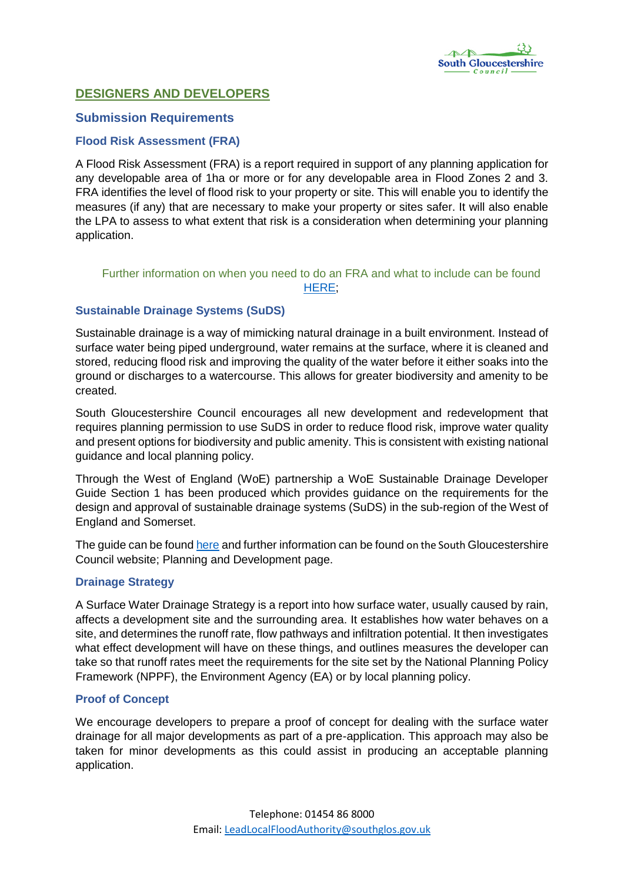## DESIGNERS AND DEVELOPERS

### Submission Requirements

#### Flood Risk Assessment (FRA)

A Flood Risk Assessment (FRA) is a report required in support of any planning application for any developable area of 1ha or more or for any developable area in Flood Zones 2 and 3. FRA identifies the level of flood risk to your property or site. This will enable you to identify the measures (if any) that are necessary to make your property or sites safer. It will also enable the LPA to assess to what extent that risk is a consideration when determining your planning application.

Further information on when you need to do an FRA and what to include can be found HERE;

#### Sustainable Drainage Systems (SuDS)

Sustainable drainage is a way of mimicking natural drainage in a built environment. Instead of surface water being piped underground, water remains at the surface, where it is cleaned and stored, reducing flood risk and improving the quality of the water before it either soaks into the ground or discharges to a watercourse. This allows for greater biodiversity and amenity to be created.

South Gloucestershire Council encourages all new development and redevelopment that requires planning permission to use SuDS in order to reduce flood risk, improve water quality and present options for biodiversity and public amenity. This is consistent with existing national guidance and local planning policy.

Through the West of England (WoE) partnership a WoE Sustainable Drainage Developer Guide Section 1 has been produced which provides guidance on the requirements for the design and approval of sustainable drainage systems (SuDS) in the sub-region of the West of England and Somerset.

The guide can be found here and further information can be found on the South Gloucestershire Council website; Planning and Development page.

#### Drainage Strategy

A Surface Water Drainage Strategy is a report into how surface water, usually caused by rain, affects a development site and the surrounding area. It establishes how water behaves on a site, and determines the runoff rate, flow pathways and infiltration potential. It then investigates what effect development will have on these things, and outlines measures the developer can take so that runoff rates meet the requirements for the site set by the National Planning Policy Framework (NPPF), the Environment Agency (EA) or by local planning policy.

#### Proof of Concept

We encourage developers to prepare a proof of concept for dealing with the surface water drainage for all major developments as part of a pre-application. This approach may also be taken for minor developments as this could assist in producing an acceptable planning application.

Telephone: 01454 86 8000
Email: LeadLocalFloodAuthority@southglos.gov.uk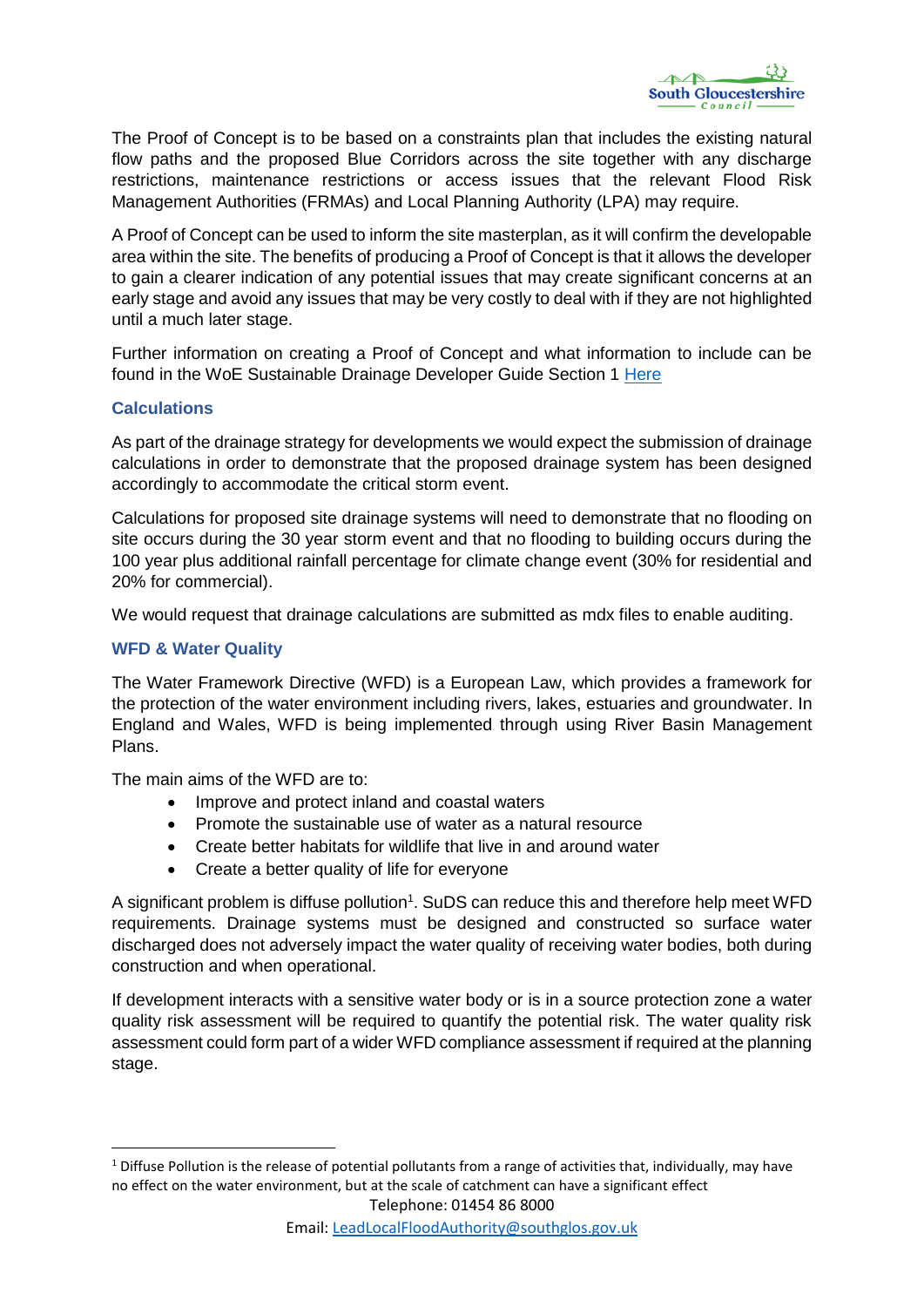The Proof of Concept is to be based on a constraints plan that includes the existing natural flow paths and the proposed Blue Corridors across the site together with any discharge restrictions, maintenance restrictions or access issues that the relevant Flood Risk Management Authorities (FRMAs) and Local Planning Authority (LPA) may require.

A Proof of Concept can be used to inform the site masterplan, as it will confirm the developable area within the site. The benefits of producing a Proof of Concept is that it allows the developer to gain a clearer indication of any potential issues that may create significant concerns at an early stage and avoid any issues that may be very costly to deal with if they are not highlighted until a much later stage.

Further information on creating a Proof of Concept and what information to include can be found in the WoE Sustainable Drainage Developer Guide Section 1 Here

### Calculations

As part of the drainage strategy for developments we would expect the submission of drainage calculations in order to demonstrate that the proposed drainage system has been designed accordingly to accommodate the critical storm event.

Calculations for proposed site drainage systems will need to demonstrate that no flooding on site occurs during the 30 year storm event and that no flooding to building occurs during the 100 year plus additional rainfall percentage for climate change event (30% for residential and 20% for commercial).

We would request that drainage calculations are submitted as mdx files to enable auditing.

### WFD & Water Quality

The Water Framework Directive (WFD) is a European Law, which provides a framework for the protection of the water environment including rivers, lakes, estuaries and groundwater. In England and Wales, WFD is being implemented through using River Basin Management Plans.

The main aims of the WFD are to:

- Improve and protect inland and coastal waters
- Promote the sustainable use of water as a natural resource
- Create better habitats for wildlife that live in and around water
- Create a better quality of life for everyone

A significant problem is diffuse pollution[1]. SuDS can reduce this and therefore help meet WFD requirements. Drainage systems must be designed and constructed so surface water discharged does not adversely impact the water quality of receiving water bodies, both during construction and when operational.

If development interacts with a sensitive water body or is in a source protection zone a water quality risk assessment will be required to quantify the potential risk. The water quality risk assessment could form part of a wider WFD compliance assessment if required at the planning stage.

[1] Diffuse Pollution is the release of potential pollutants from a range of activities that, individually, may have no effect on the water environment, but at the scale of catchment can have a significant effect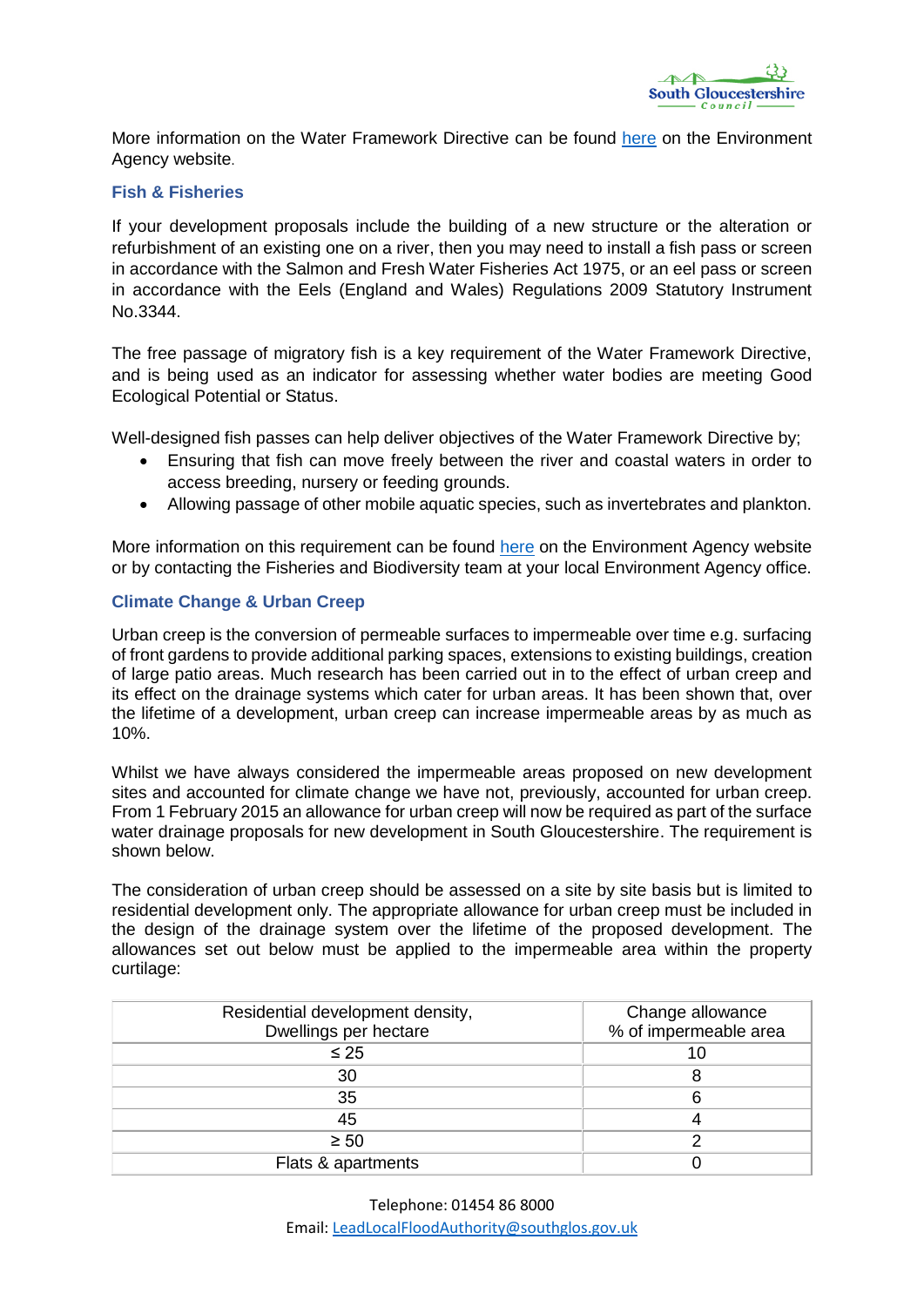More information on the Water Framework Directive can be found here on the Environment Agency website.

### Fish & Fisheries

If your development proposals include the building of a new structure or the alteration or refurbishment of an existing one on a river, then you may need to install a fish pass or screen in accordance with the Salmon and Fresh Water Fisheries Act 1975, or an eel pass or screen in accordance with the Eels (England and Wales) Regulations 2009 Statutory Instrument No.3344.

The free passage of migratory fish is a key requirement of the Water Framework Directive, and is being used as an indicator for assessing whether water bodies are meeting Good Ecological Potential or Status.

Well-designed fish passes can help deliver objectives of the Water Framework Directive by;

- Ensuring that fish can move freely between the river and coastal waters in order to access breeding, nursery or feeding grounds.
- Allowing passage of other mobile aquatic species, such as invertebrates and plankton.

More information on this requirement can be found here on the Environment Agency website or by contacting the Fisheries and Biodiversity team at your local Environment Agency office.

### Climate Change & Urban Creep

Urban creep is the conversion of permeable surfaces to impermeable over time e.g. surfacing of front gardens to provide additional parking spaces, extensions to existing buildings, creation of large patio areas. Much research has been carried out in to the effect of urban creep and its effect on the drainage systems which cater for urban areas. It has been shown that, over the lifetime of a development, urban creep can increase impermeable areas by as much as 10%.

Whilst we have always considered the impermeable areas proposed on new development sites and accounted for climate change we have not, previously, accounted for urban creep. From 1 February 2015 an allowance for urban creep will now be required as part of the surface water drainage proposals for new development in South Gloucestershire. The requirement is shown below.

The consideration of urban creep should be assessed on a site by site basis but is limited to residential development only. The appropriate allowance for urban creep must be included in the design of the drainage system over the lifetime of the proposed development. The allowances set out below must be applied to the impermeable area within the property curtilage:

| Residential development density, Dwellings per hectare | Change allowance % of impermeable area |
| --- | --- |
| ≤ 25 | 10 |
| 30 | 8 |
| 35 | 6 |
| 45 | 4 |
| ≥ 50 | 2 |
| Flats & apartments | 0 |

Telephone: 01454 86 8000
Email: LeadLocalFloodAuthority@southglos.gov.uk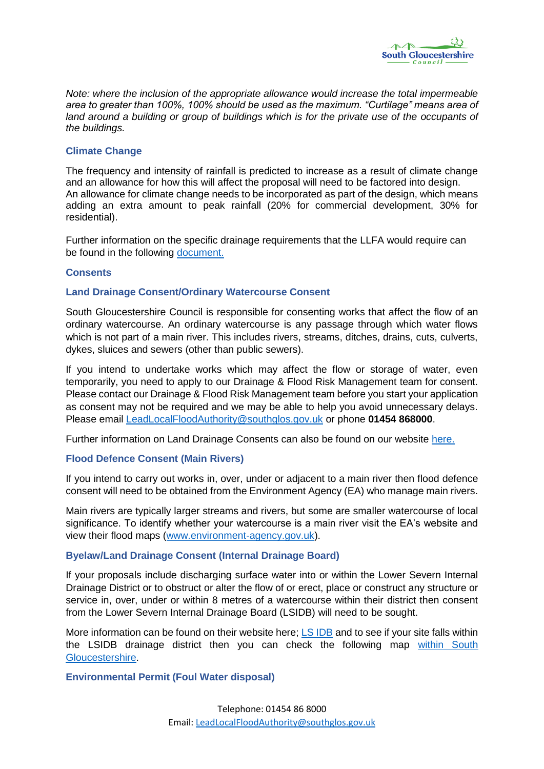*Note: where the inclusion of the appropriate allowance would increase the total impermeable area to greater than 100%, 100% should be used as the maximum. "Curtilage" means area of land around a building or group of buildings which is for the private use of the occupants of the buildings.*

### Climate Change

The frequency and intensity of rainfall is predicted to increase as a result of climate change and an allowance for how this will affect the proposal will need to be factored into design. An allowance for climate change needs to be incorporated as part of the design, which means adding an extra amount to peak rainfall (20% for commercial development, 30% for residential).

Further information on the specific drainage requirements that the LLFA would require can be found in the following document.

### Consents

### Land Drainage Consent/Ordinary Watercourse Consent

South Gloucestershire Council is responsible for consenting works that affect the flow of an ordinary watercourse. An ordinary watercourse is any passage through which water flows which is not part of a main river. This includes rivers, streams, ditches, drains, cuts, culverts, dykes, sluices and sewers (other than public sewers).

If you intend to undertake works which may affect the flow or storage of water, even temporarily, you need to apply to our Drainage & Flood Risk Management team for consent. Please contact our Drainage & Flood Risk Management team before you start your application as consent may not be required and we may be able to help you avoid unnecessary delays. Please email LeadLocalFloodAuthority@southglos.gov.uk or phone **01454 868000**.

Further information on Land Drainage Consents can also be found on our website here.

### Flood Defence Consent (Main Rivers)

If you intend to carry out works in, over, under or adjacent to a main river then flood defence consent will need to be obtained from the Environment Agency (EA) who manage main rivers.

Main rivers are typically larger streams and rivers, but some are smaller watercourse of local significance. To identify whether your watercourse is a main river visit the EA's website and view their flood maps (www.environment-agency.gov.uk).

### Byelaw/Land Drainage Consent (Internal Drainage Board)

If your proposals include discharging surface water into or within the Lower Severn Internal Drainage District or to obstruct or alter the flow of or erect, place or construct any structure or service in, over, under or within 8 metres of a watercourse within their district then consent from the Lower Severn Internal Drainage Board (LSIDB) will need to be sought.

More information can be found on their website here; LS IDB and to see if your site falls within the LSIDB drainage district then you can check the following map within South Gloucestershire.

### Environmental Permit (Foul Water disposal)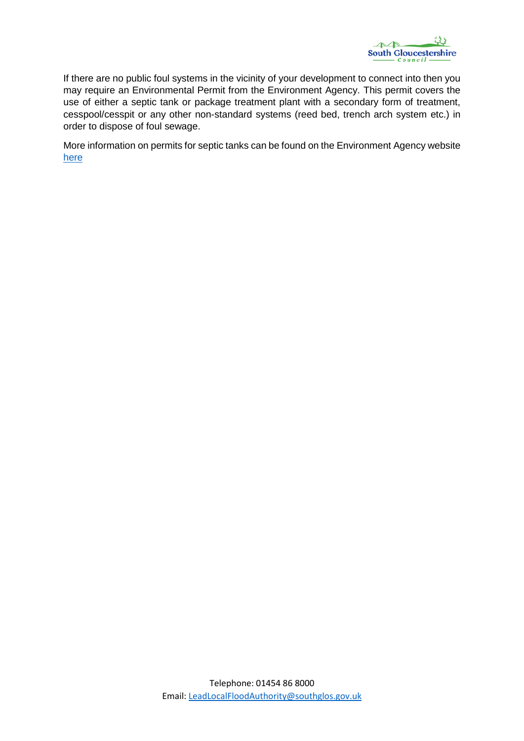If there are no public foul systems in the vicinity of your development to connect into then you may require an Environmental Permit from the Environment Agency. This permit covers the use of either a septic tank or package treatment plant with a secondary form of treatment, cesspool/cesspit or any other non-standard systems (reed bed, trench arch system etc.) in order to dispose of foul sewage.

More information on permits for septic tanks can be found on the Environment Agency website here